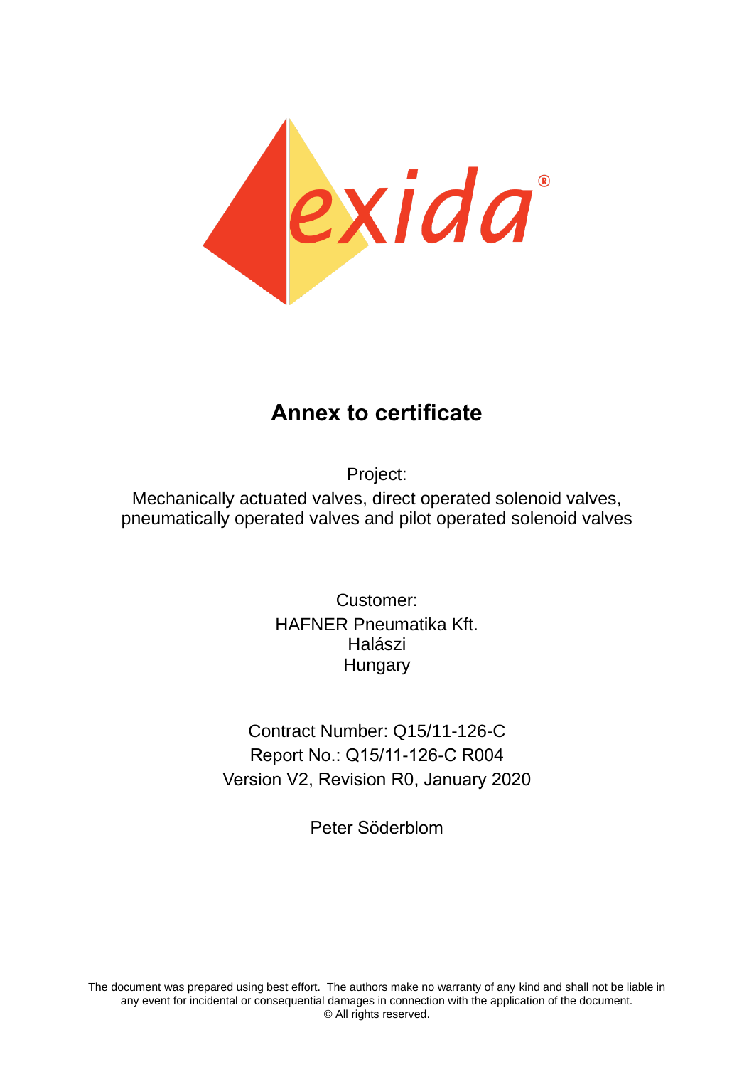# Annex to certificate

Project:

Mechanically actuated valves, direct operated solenoid valves, pneumatically operated valves and pilot operated solenoid valves

Customer:

HAFNER Pneumatika Kft.

Halászi

Hungary

Contract Number: Q15/11-126-C

Report No.: Q15/11-126-C R004

Version V2, Revision R0, January 2020

Peter Söderblom

The document was prepared using best effort. The authors make no warranty of any kind and shall not be liable in any event for incidental or consequential damages in connection with the application of the document.

© All rights reserved.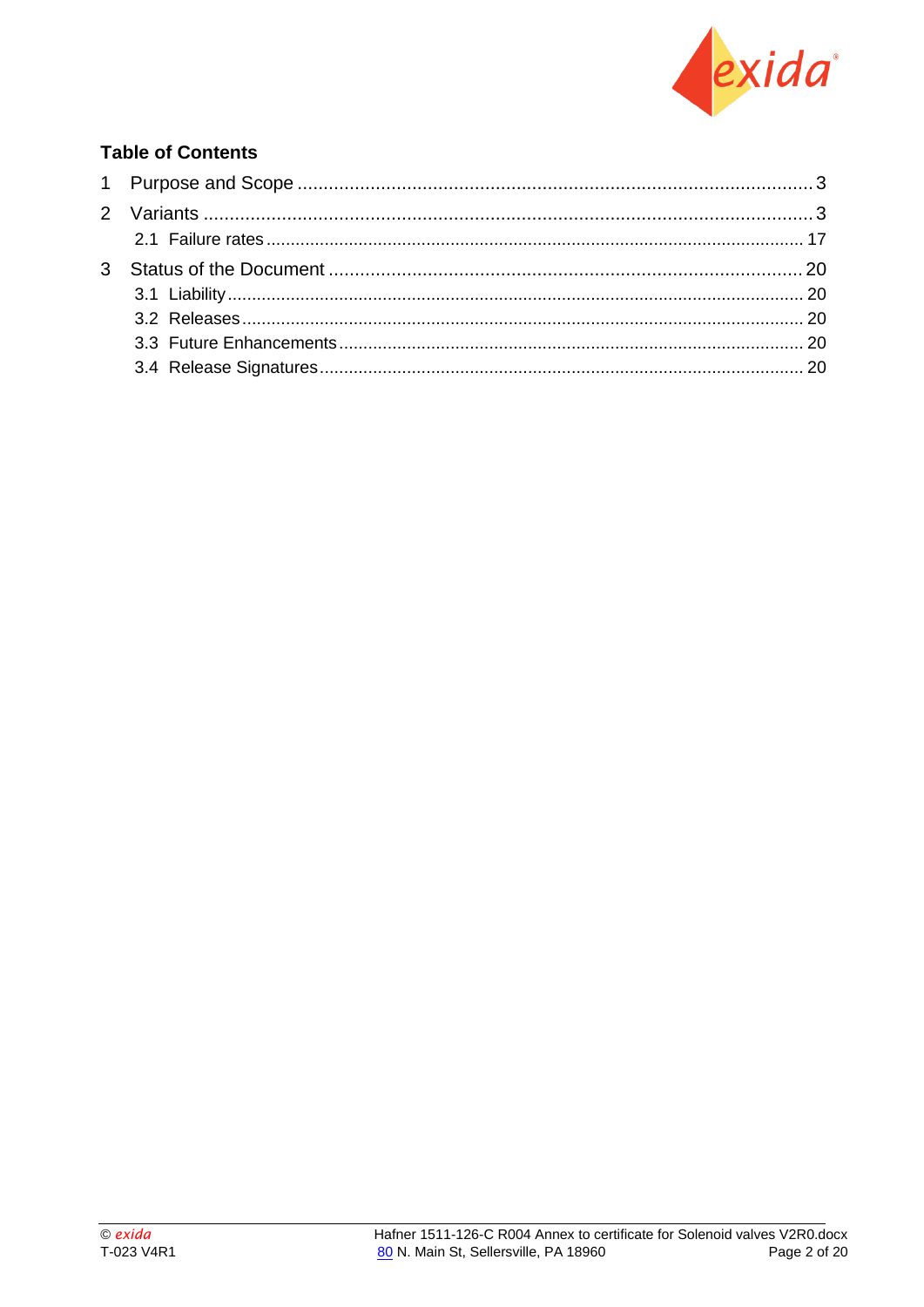## Table of Contents

1 Purpose and Scope .......... 3

2 Variants .......... 3

  2.1 Failure rates .......... 17

3 Status of the Document .......... 20

  3.1 Liability .......... 20

  3.2 Releases .......... 20

  3.3 Future Enhancements .......... 20

  3.4 Release Signatures .......... 20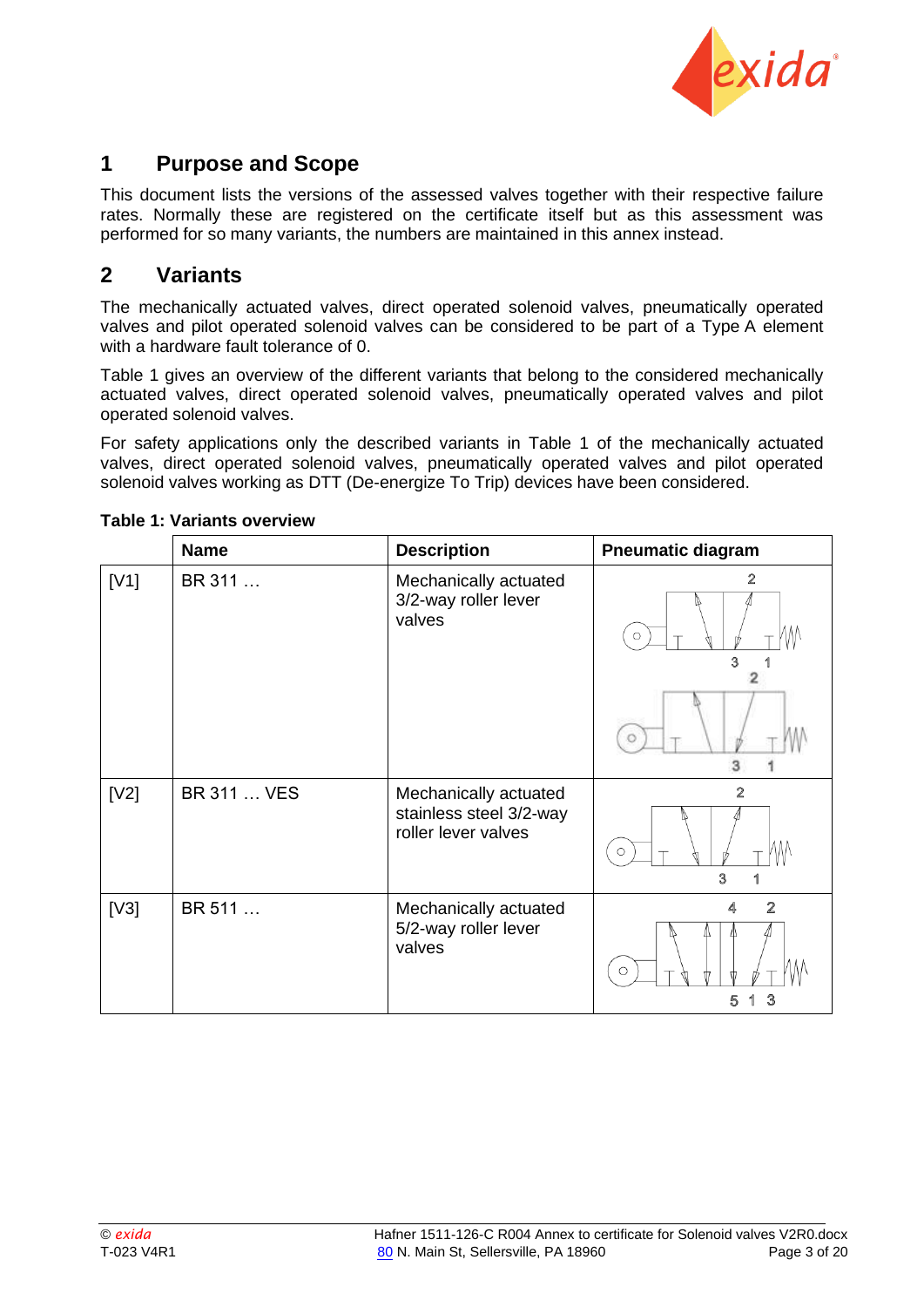## 1 Purpose and Scope

This document lists the versions of the assessed valves together with their respective failure rates. Normally these are registered on the certificate itself but as this assessment was performed for so many variants, the numbers are maintained in this annex instead.

## 2 Variants

The mechanically actuated valves, direct operated solenoid valves, pneumatically operated valves and pilot operated solenoid valves can be considered to be part of a Type A element with a hardware fault tolerance of 0.

Table 1 gives an overview of the different variants that belong to the considered mechanically actuated valves, direct operated solenoid valves, pneumatically operated valves and pilot operated solenoid valves.

For safety applications only the described variants in Table 1 of the mechanically actuated valves, direct operated solenoid valves, pneumatically operated valves and pilot operated solenoid valves working as DTT (De-energize To Trip) devices have been considered.

**Table 1: Variants overview**

| | Name | Description | Pneumatic diagram |
|---|---|---|---|
| [V1] | BR 311 … | Mechanically actuated 3/2-way roller lever valves | |
| [V2] | BR 311 … VES | Mechanically actuated stainless steel 3/2-way roller lever valves | |
| [V3] | BR 511 … | Mechanically actuated 5/2-way roller lever valves | |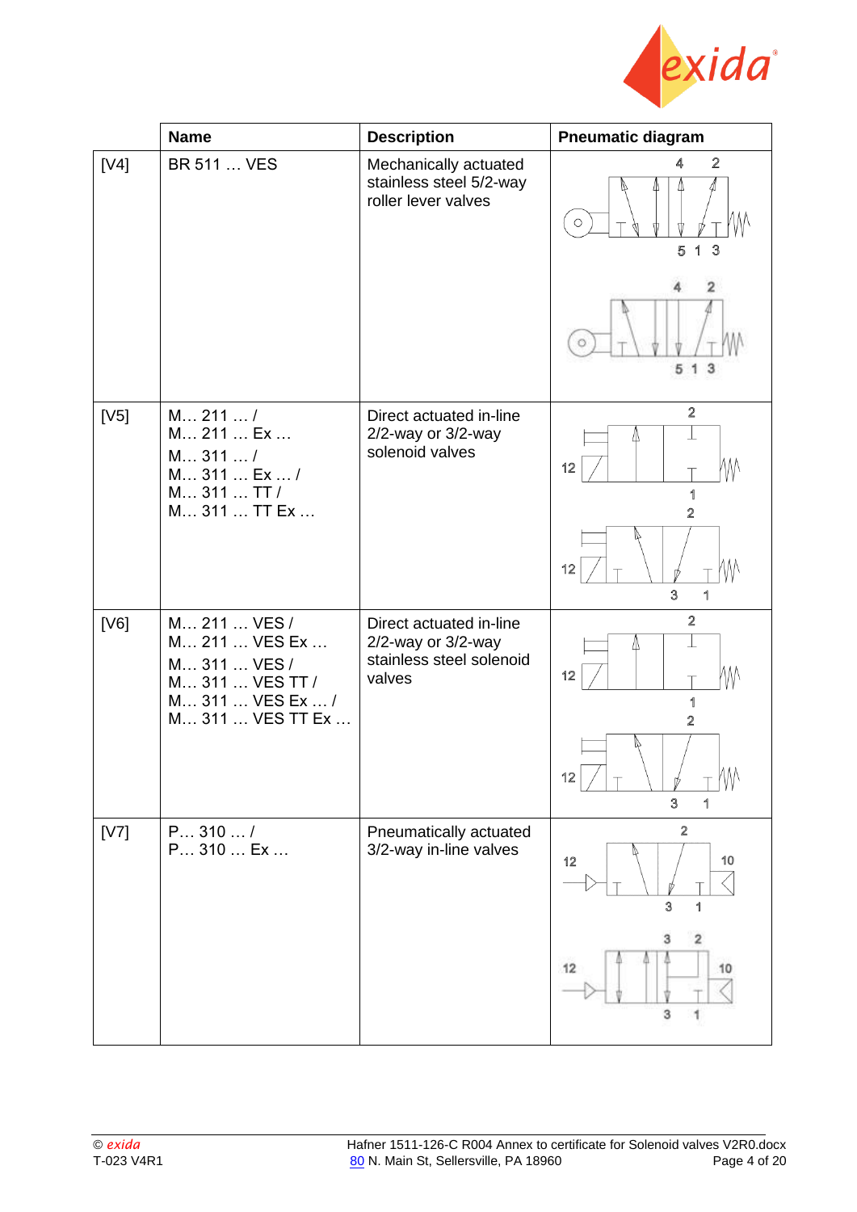|  | Name | Description | Pneumatic diagram |
|---|---|---|---|
| [V4] | BR 511 … VES | Mechanically actuated stainless steel 5/2-way roller lever valves |  |
| [V5] | M… 211 … /<br>M… 211 … Ex …<br>M… 311 … /<br>M… 311 … Ex … /<br>M… 311 … TT /<br>M… 311 … TT Ex … | Direct actuated in-line 2/2-way or 3/2-way solenoid valves |  |
| [V6] | M… 211 … VES /<br>M… 211 … VES Ex …<br>M… 311 … VES /<br>M… 311 … VES TT /<br>M… 311 … VES Ex … /<br>M… 311 … VES TT Ex … | Direct actuated in-line 2/2-way or 3/2-way stainless steel solenoid valves |  |
| [V7] | P… 310 … /<br>P… 310 … Ex … | Pneumatically actuated 3/2-way in-line valves |  |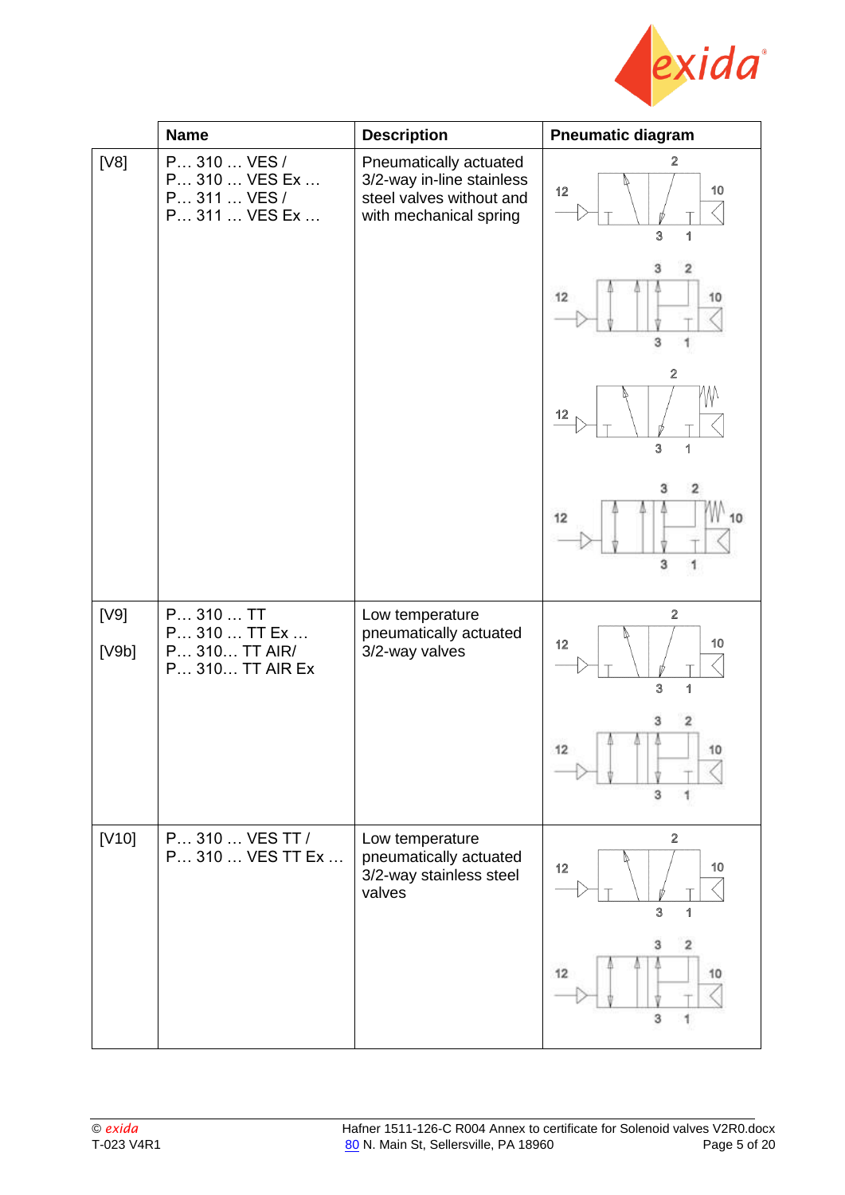| | Name | Description | Pneumatic diagram |
|---|---|---|---|
| [V8] | P… 310 … VES /<br>P… 310 … VES Ex …<br>P… 311 … VES /<br>P… 311 … VES Ex … | Pneumatically actuated 3/2-way in-line stainless steel valves without and with mechanical spring | |
| [V9]<br>[V9b] | P… 310 … TT<br>P… 310 … TT Ex …<br>P… 310… TT AIR/<br>P… 310… TT AIR Ex | Low temperature pneumatically actuated 3/2-way valves | |
| [V10] | P… 310 … VES TT /<br>P… 310 … VES TT Ex … | Low temperature pneumatically actuated 3/2-way stainless steel valves | |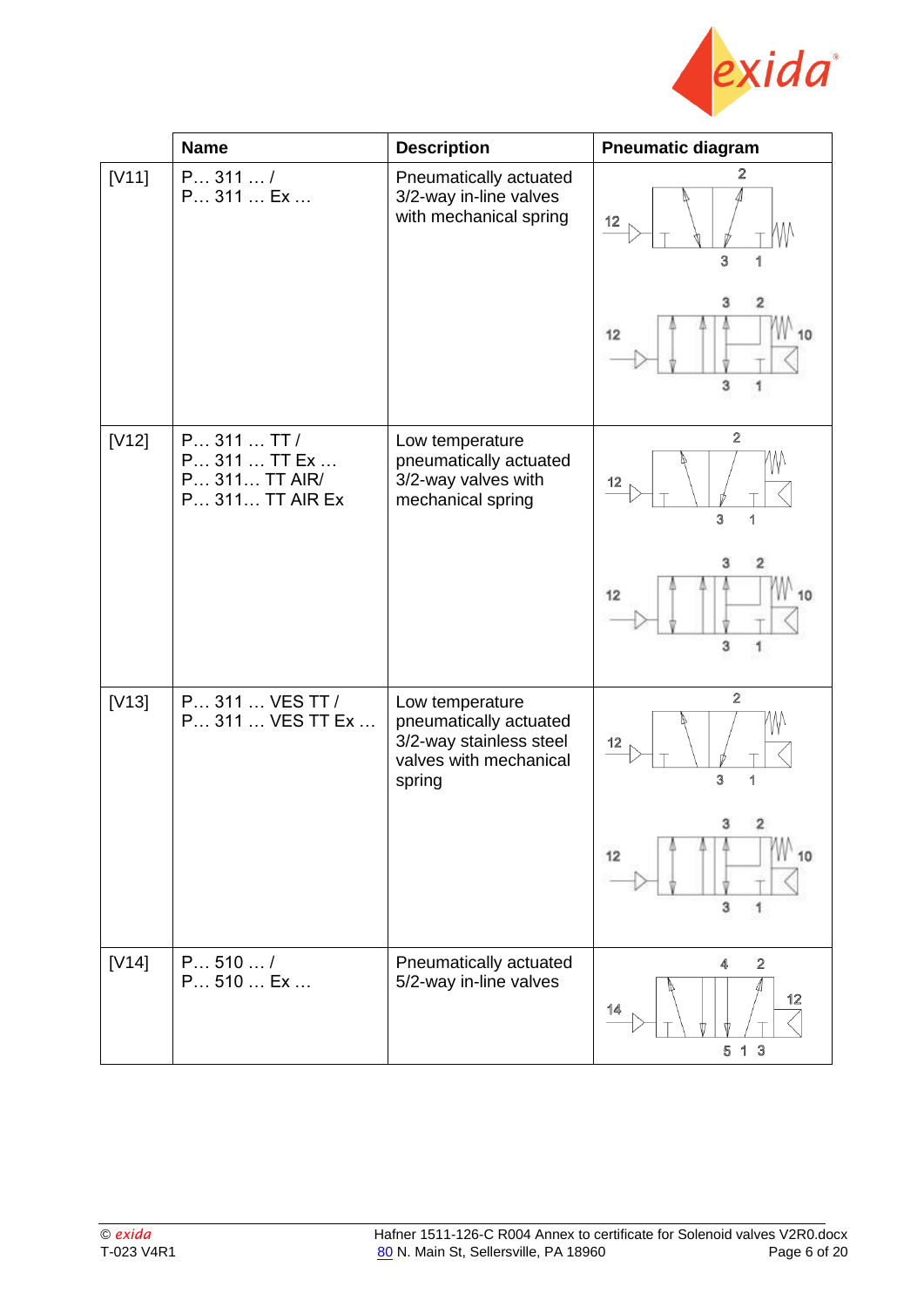| | Name | Description | Pneumatic diagram |
|---|---|---|---|
| [V11] | P… 311 … / <br> P… 311 … Ex … | Pneumatically actuated 3/2-way in-line valves with mechanical spring | |
| [V12] | P… 311 … TT / <br> P… 311 … TT Ex … <br> P… 311… TT AIR/ <br> P… 311… TT AIR Ex | Low temperature pneumatically actuated 3/2-way valves with mechanical spring | |
| [V13] | P… 311 … VES TT / <br> P… 311 … VES TT Ex … | Low temperature pneumatically actuated 3/2-way stainless steel valves with mechanical spring | |
| [V14] | P… 510 … / <br> P… 510 … Ex … | Pneumatically actuated 5/2-way in-line valves | |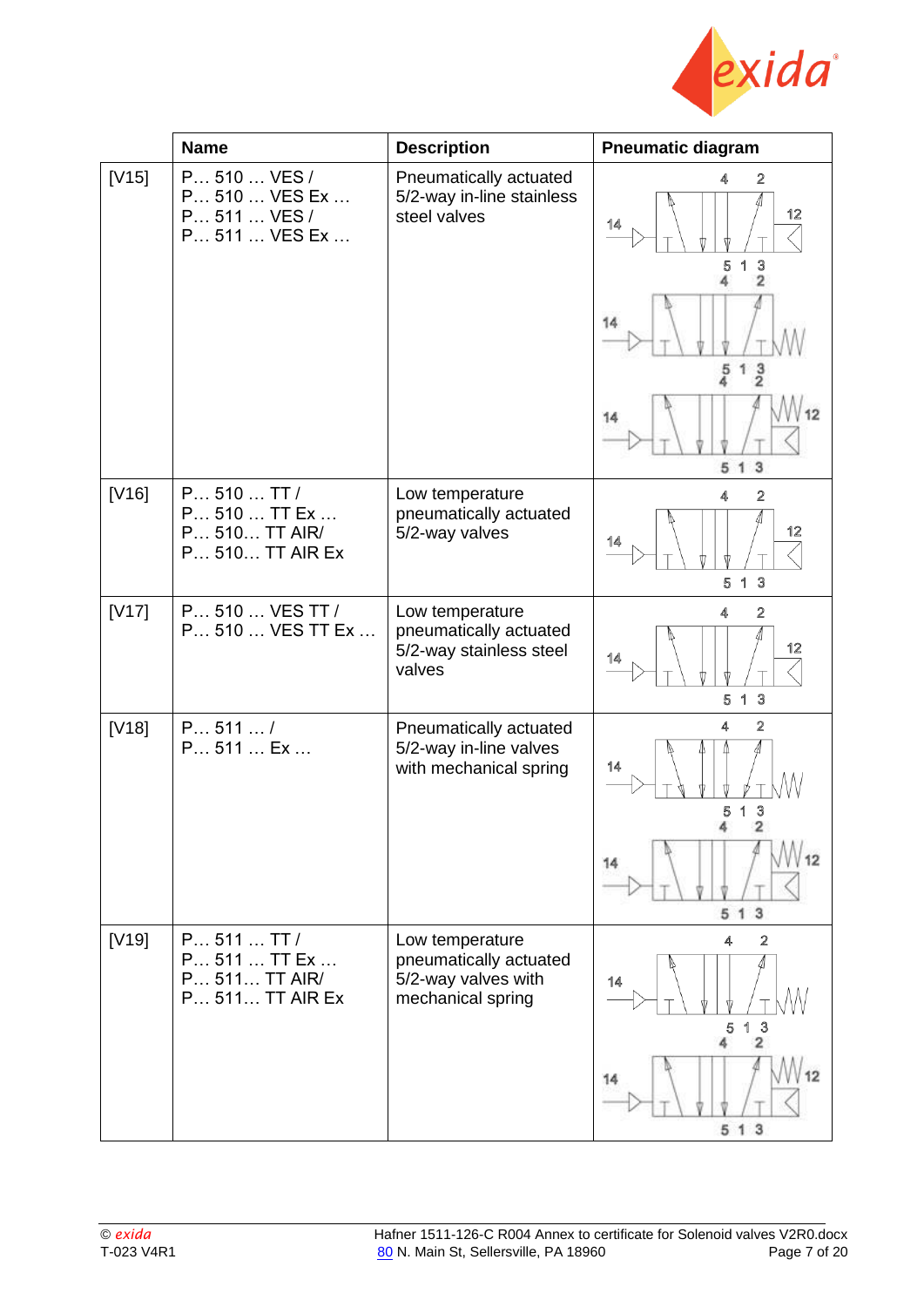| | Name | Description | Pneumatic diagram |
|---|---|---|---|
| [V15] | P… 510 … VES /<br>P… 510 … VES Ex …<br>P… 511 … VES /<br>P… 511 … VES Ex … | Pneumatically actuated 5/2-way in-line stainless steel valves | |
| [V16] | P… 510 … TT /<br>P… 510 … TT Ex …<br>P… 510… TT AIR/<br>P… 510… TT AIR Ex | Low temperature pneumatically actuated 5/2-way valves | |
| [V17] | P… 510 … VES TT /<br>P… 510 … VES TT Ex … | Low temperature pneumatically actuated 5/2-way stainless steel valves | |
| [V18] | P… 511 … /<br>P… 511 … Ex … | Pneumatically actuated 5/2-way in-line valves with mechanical spring | |
| [V19] | P… 511 … TT /<br>P… 511 … TT Ex …<br>P… 511… TT AIR/<br>P… 511… TT AIR Ex | Low temperature pneumatically actuated 5/2-way valves with mechanical spring | |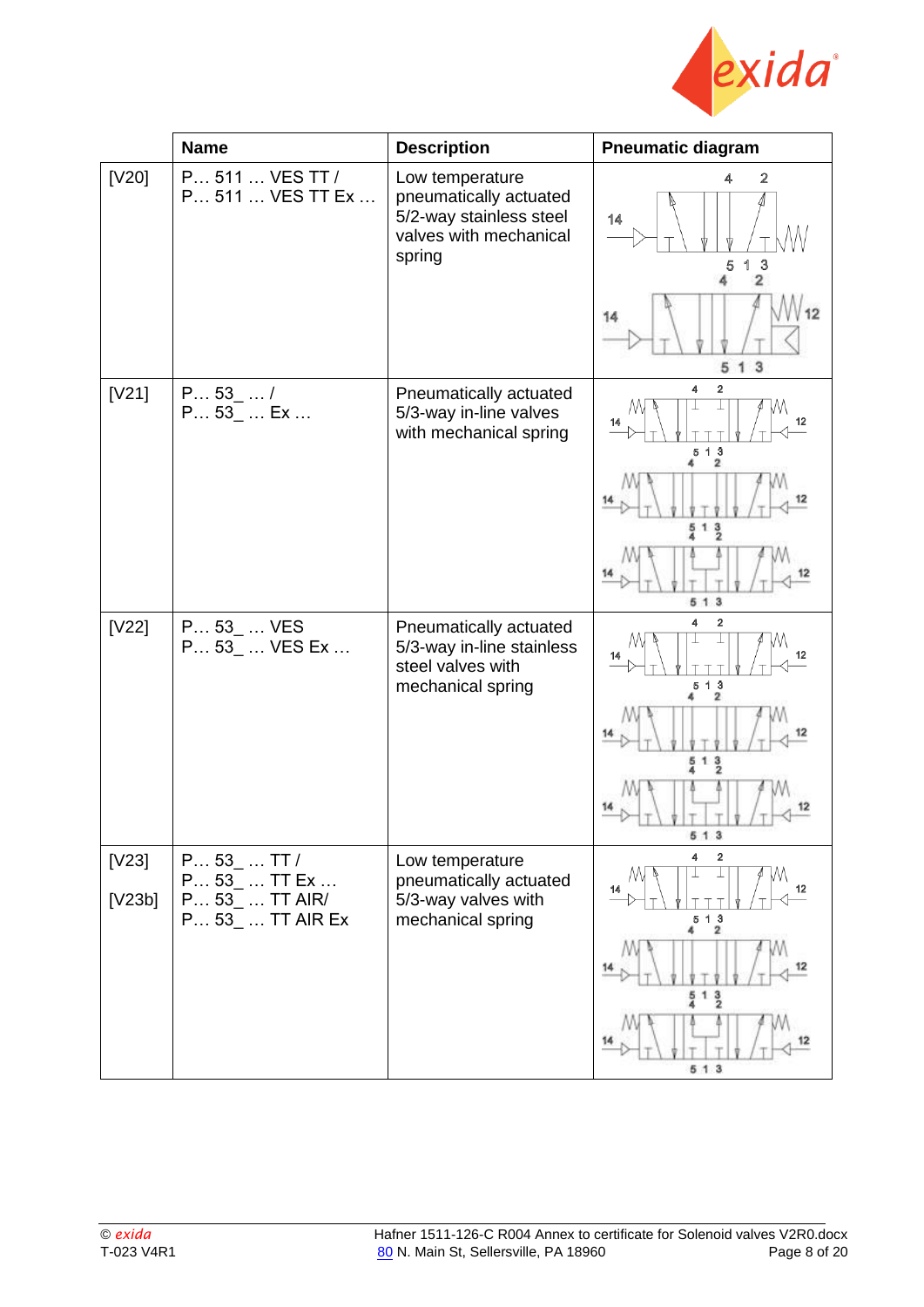|  | Name | Description | Pneumatic diagram |
|---|---|---|---|
| [V20] | P… 511 … VES TT /<br>P… 511 … VES TT Ex … | Low temperature pneumatically actuated 5/2-way stainless steel valves with mechanical spring |  |
| [V21] | P… 53_ … /<br>P… 53_ … Ex … | Pneumatically actuated 5/3-way in-line valves with mechanical spring |  |
| [V22] | P… 53_ … VES<br>P… 53_ … VES Ex … | Pneumatically actuated 5/3-way in-line stainless steel valves with mechanical spring |  |
| [V23]<br>[V23b] | P… 53_ … TT /<br>P… 53_ … TT Ex …<br>P… 53_ … TT AIR/<br>P… 53_ … TT AIR Ex | Low temperature pneumatically actuated 5/3-way valves with mechanical spring |  |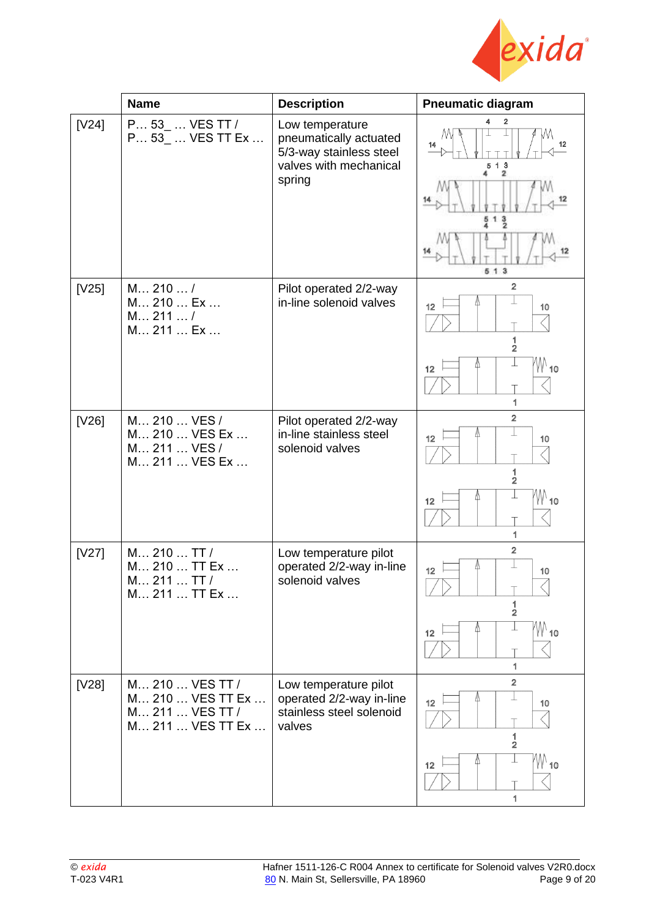|  | Name | Description | Pneumatic diagram |
|---|---|---|---|
| [V24] | P… 53_ … VES TT / P… 53_ … VES TT Ex … | Low temperature pneumatically actuated 5/3-way stainless steel valves with mechanical spring |  |
| [V25] | M… 210 … / M… 210 … Ex … M… 211 … / M… 211 … Ex … | Pilot operated 2/2-way in-line solenoid valves |  |
| [V26] | M… 210 … VES / M… 210 … VES Ex … M… 211 … VES / M… 211 … VES Ex … | Pilot operated 2/2-way in-line stainless steel solenoid valves |  |
| [V27] | M… 210 … TT / M… 210 … TT Ex … M… 211 … TT / M… 211 … TT Ex … | Low temperature pilot operated 2/2-way in-line solenoid valves |  |
| [V28] | M… 210 … VES TT / M… 210 … VES TT Ex … M… 211 … VES TT / M… 211 … VES TT Ex … | Low temperature pilot operated 2/2-way in-line stainless steel solenoid valves |  |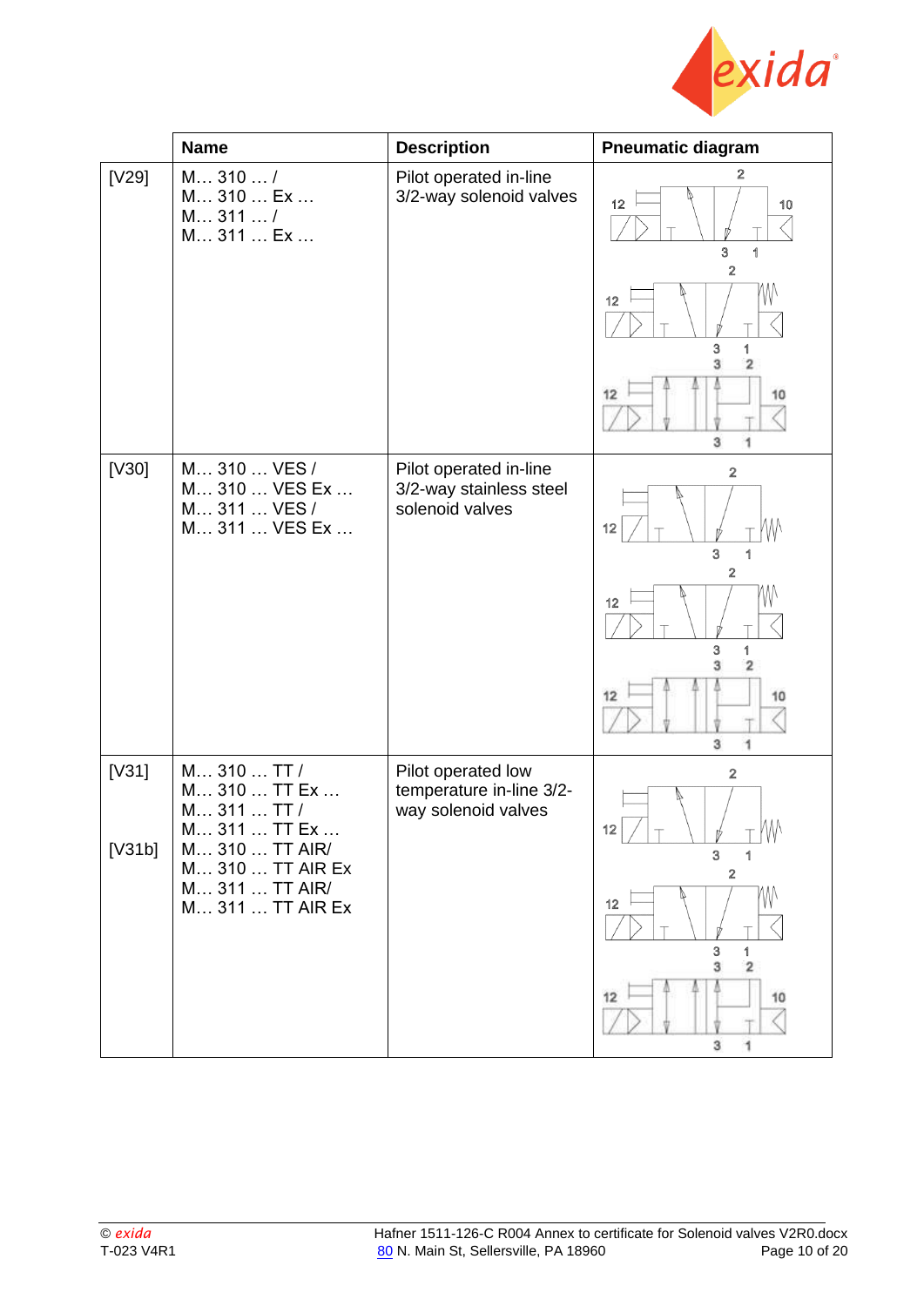|  | Name | Description | Pneumatic diagram |
|---|---|---|---|
| [V29] | M… 310 … /<br>M… 310 … Ex …<br>M… 311 … /<br>M… 311 … Ex … | Pilot operated in-line 3/2-way solenoid valves |  |
| [V30] | M… 310 … VES /<br>M… 310 … VES Ex …<br>M… 311 … VES /<br>M… 311 … VES Ex … | Pilot operated in-line 3/2-way stainless steel solenoid valves |  |
| [V31]<br><br>[V31b] | M… 310 … TT /<br>M… 310 … TT Ex …<br>M… 311 … TT /<br>M… 311 … TT Ex …<br>M… 310 … TT AIR/<br>M… 310 … TT AIR Ex<br>M… 311 … TT AIR/<br>M… 311 … TT AIR Ex | Pilot operated low temperature in-line 3/2-way solenoid valves |  |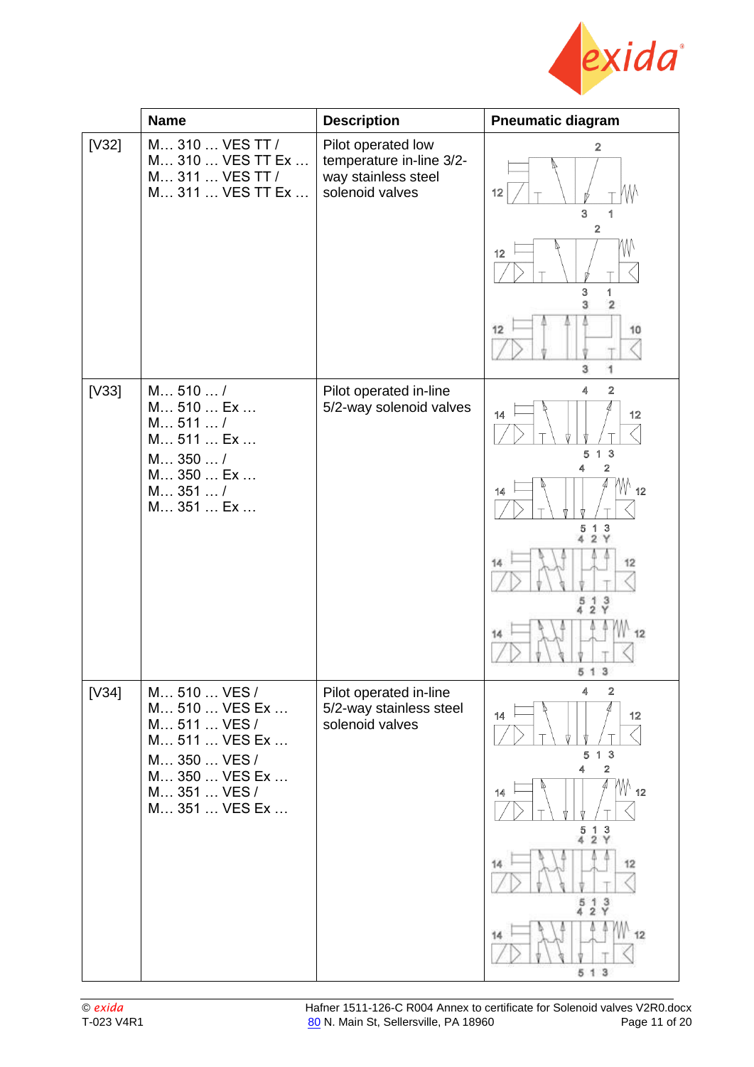| | Name | Description | Pneumatic diagram |
|---|---|---|---|
| [V32] | M… 310 … VES TT /<br>M… 310 … VES TT Ex …<br>M… 311 … VES TT /<br>M… 311 … VES TT Ex … | Pilot operated low temperature in-line 3/2-way stainless steel solenoid valves | |
| [V33] | M… 510 … /<br>M… 510 … Ex …<br>M… 511 … /<br>M… 511 … Ex …<br>M… 350 … /<br>M… 350 … Ex …<br>M… 351 … /<br>M… 351 … Ex … | Pilot operated in-line 5/2-way solenoid valves | |
| [V34] | M… 510 … VES /<br>M… 510 … VES Ex …<br>M… 511 … VES /<br>M… 511 … VES Ex …<br>M… 350 … VES /<br>M… 350 … VES Ex …<br>M… 351 … VES /<br>M… 351 … VES Ex … | Pilot operated in-line 5/2-way stainless steel solenoid valves | |

© *exida*
T-023 V4R1

Hafner 1511-126-C R004 Annex to certificate for Solenoid valves V2R0.docx
80 N. Main St, Sellersville, PA 18960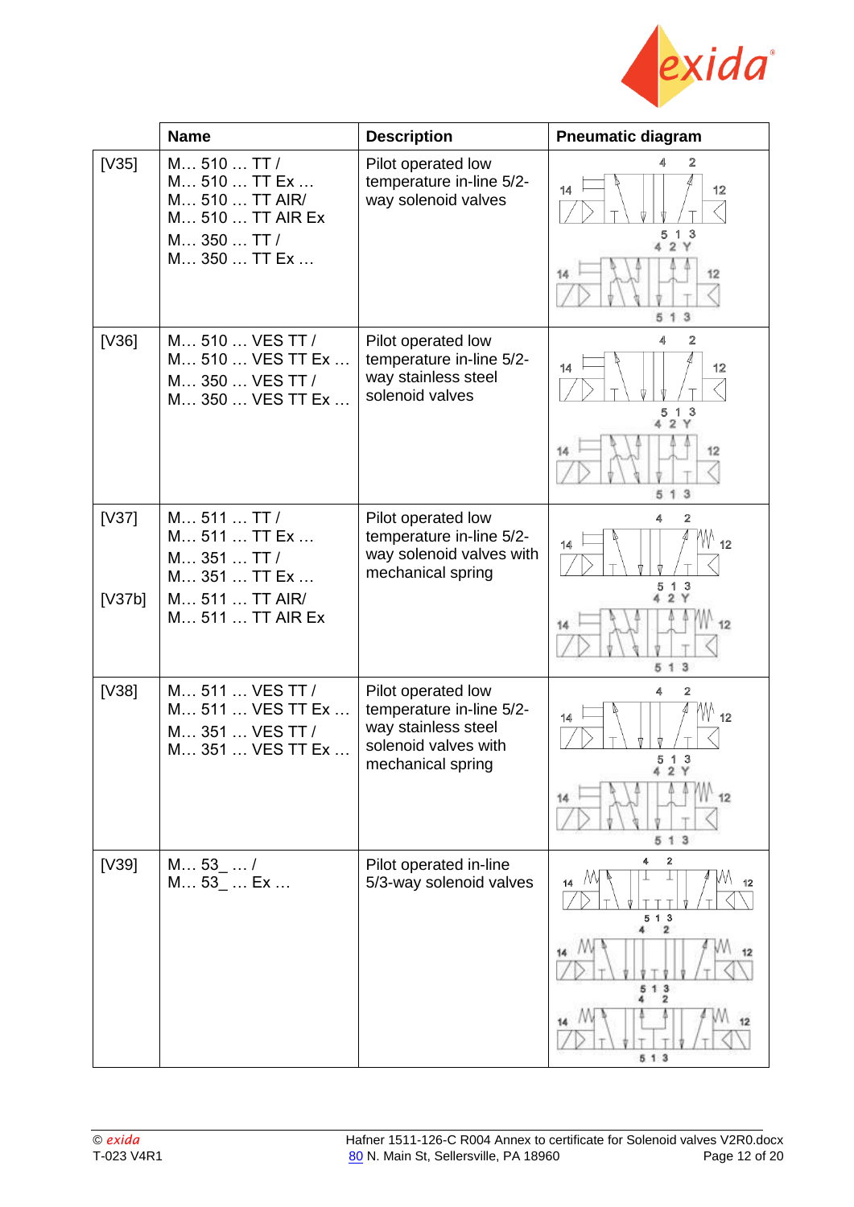| | Name | Description | Pneumatic diagram |
|---|---|---|---|
| [V35] | M… 510 … TT /<br>M… 510 … TT Ex …<br>M… 510 … TT AIR/<br>M… 510 … TT AIR Ex<br>M… 350 … TT /<br>M… 350 … TT Ex … | Pilot operated low temperature in-line 5/2-way solenoid valves | |
| [V36] | M… 510 … VES TT /<br>M… 510 … VES TT Ex …<br>M… 350 … VES TT /<br>M… 350 … VES TT Ex … | Pilot operated low temperature in-line 5/2-way stainless steel solenoid valves | |
| [V37]<br><br>[V37b] | M… 511 … TT /<br>M… 511 … TT Ex …<br>M… 351 … TT /<br>M… 351 … TT Ex …<br>M… 511 … TT AIR/<br>M… 511 … TT AIR Ex | Pilot operated low temperature in-line 5/2-way solenoid valves with mechanical spring | |
| [V38] | M… 511 … VES TT /<br>M… 511 … VES TT Ex …<br>M… 351 … VES TT /<br>M… 351 … VES TT Ex … | Pilot operated low temperature in-line 5/2-way stainless steel solenoid valves with mechanical spring | |
| [V39] | M… 53_ … /<br>M… 53_ … Ex … | Pilot operated in-line 5/3-way solenoid valves | |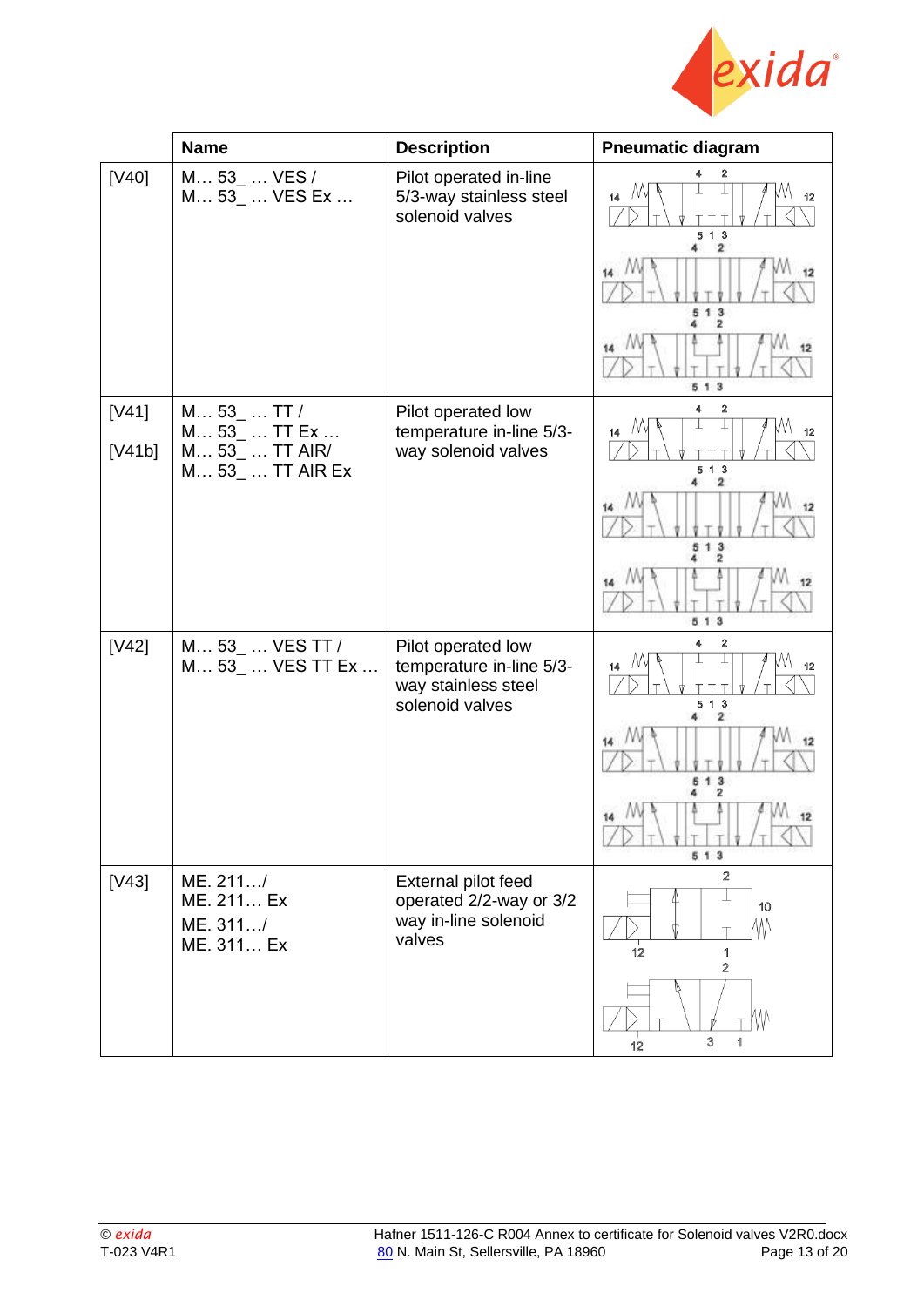|  | Name | Description | Pneumatic diagram |
|---|---|---|---|
| [V40] | M… 53_ … VES / M… 53_ … VES Ex … | Pilot operated in-line 5/3-way stainless steel solenoid valves |  |
| [V41] [V41b] | M… 53_ … TT / M… 53_ … TT Ex … M… 53_ … TT AIR/ M… 53_ … TT AIR Ex | Pilot operated low temperature in-line 5/3-way solenoid valves |  |
| [V42] | M… 53_ … VES TT / M… 53_ … VES TT Ex … | Pilot operated low temperature in-line 5/3-way stainless steel solenoid valves |  |
| [V43] | ME. 211…/ ME. 211… Ex ME. 311…/ ME. 311… Ex | External pilot feed operated 2/2-way or 3/2 way in-line solenoid valves |  |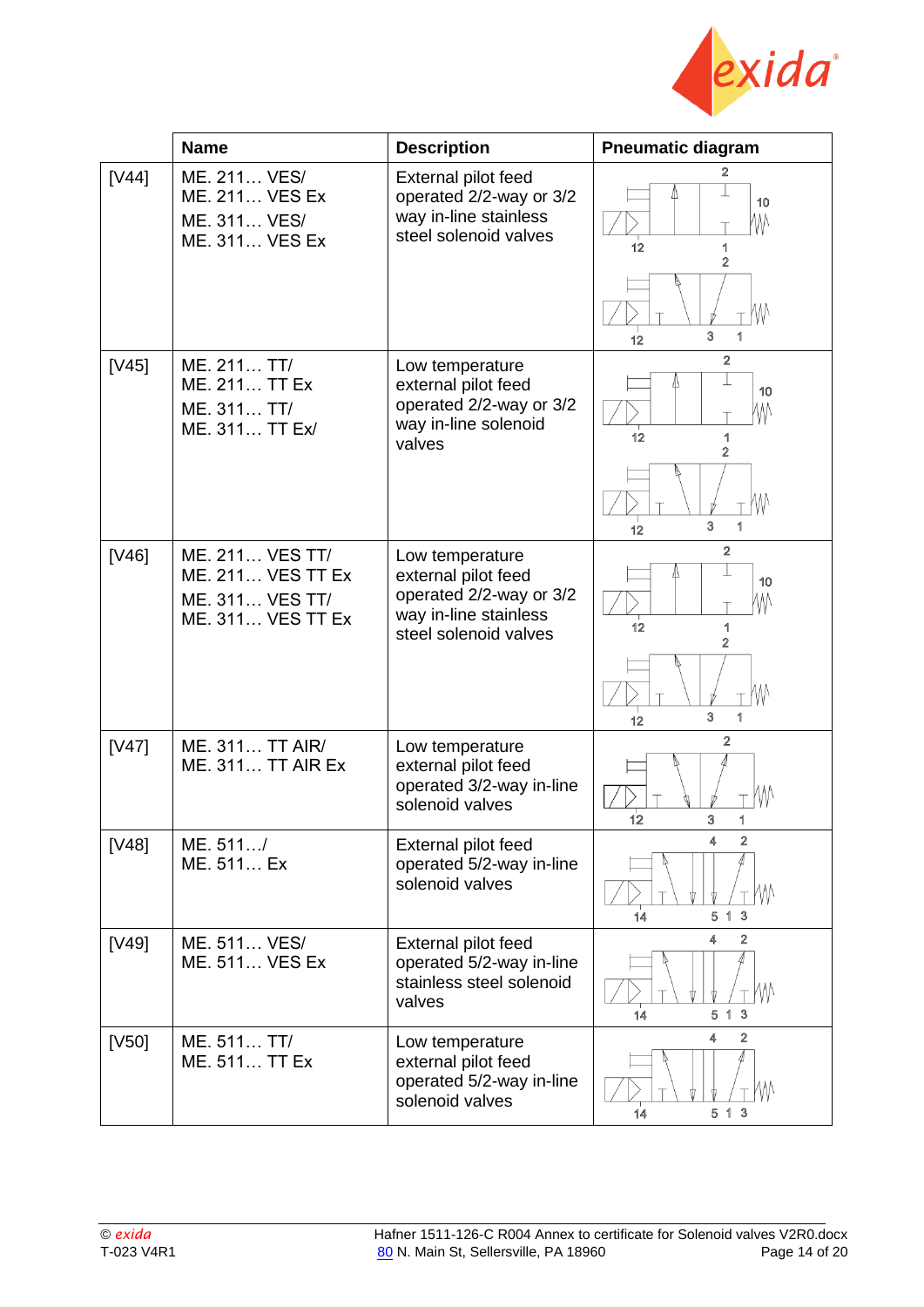| | Name | Description | Pneumatic diagram |
|---|---|---|---|
| [V44] | ME. 211… VES/<br>ME. 211… VES Ex<br>ME. 311… VES/<br>ME. 311… VES Ex | External pilot feed operated 2/2-way or 3/2 way in-line stainless steel solenoid valves | |
| [V45] | ME. 211… TT/<br>ME. 211… TT Ex<br>ME. 311… TT/<br>ME. 311… TT Ex/ | Low temperature external pilot feed operated 2/2-way or 3/2 way in-line solenoid valves | |
| [V46] | ME. 211… VES TT/<br>ME. 211… VES TT Ex<br>ME. 311… VES TT/<br>ME. 311… VES TT Ex | Low temperature external pilot feed operated 2/2-way or 3/2 way in-line stainless steel solenoid valves | |
| [V47] | ME. 311… TT AIR/<br>ME. 311… TT AIR Ex | Low temperature external pilot feed operated 3/2-way in-line solenoid valves | |
| [V48] | ME. 511…/<br>ME. 511… Ex | External pilot feed operated 5/2-way in-line solenoid valves | |
| [V49] | ME. 511… VES/<br>ME. 511… VES Ex | External pilot feed operated 5/2-way in-line stainless steel solenoid valves | |
| [V50] | ME. 511… TT/<br>ME. 511… TT Ex | Low temperature external pilot feed operated 5/2-way in-line solenoid valves | |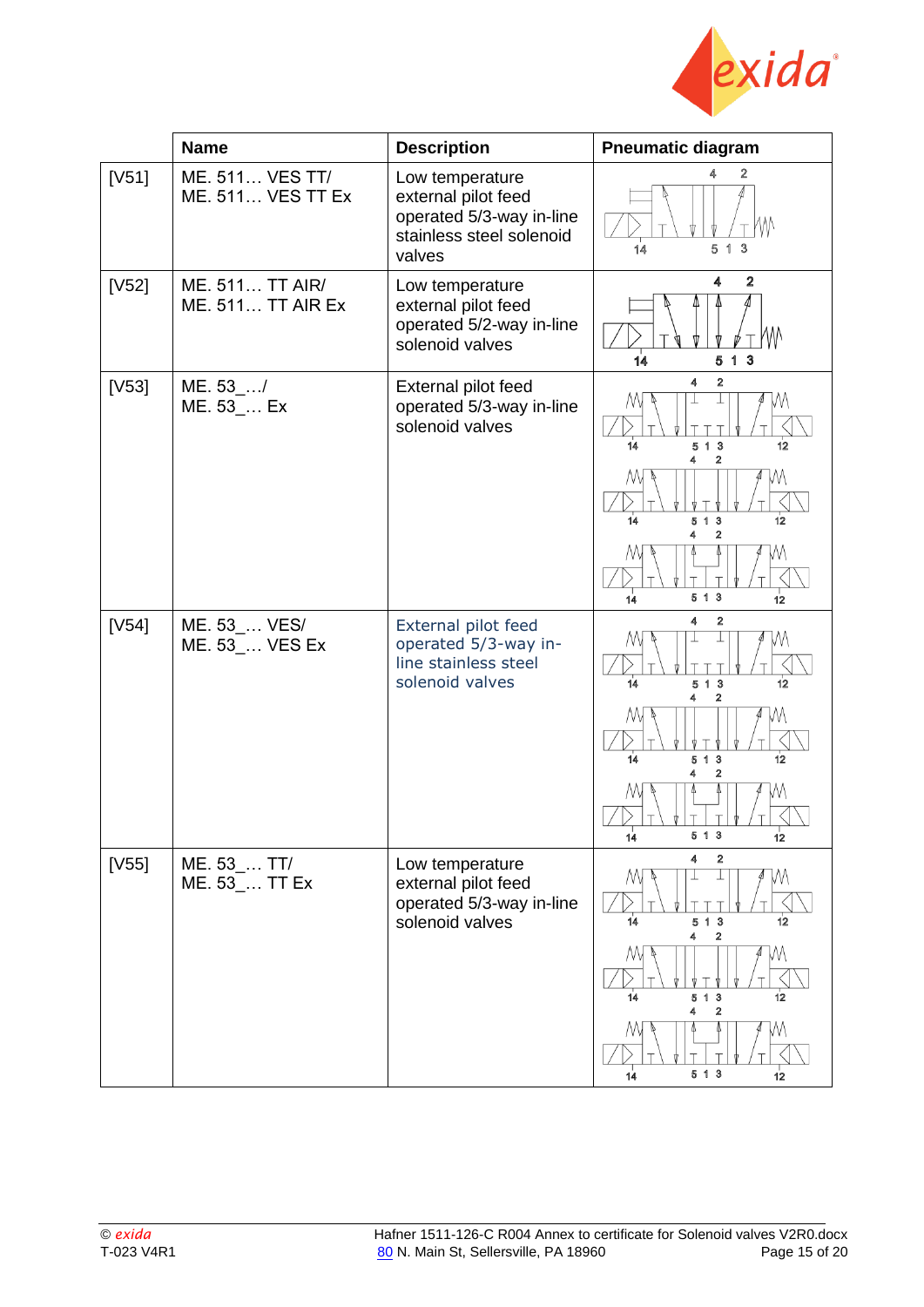|  | Name | Description | Pneumatic diagram |
|---|---|---|---|
| [V51] | ME. 511… VES TT/<br>ME. 511… VES TT Ex | Low temperature external pilot feed operated 5/3-way in-line stainless steel solenoid valves |  |
| [V52] | ME. 511… TT AIR/<br>ME. 511… TT AIR Ex | Low temperature external pilot feed operated 5/2-way in-line solenoid valves |  |
| [V53] | ME. 53_…/<br>ME. 53_… Ex | External pilot feed operated 5/3-way in-line solenoid valves |  |
| [V54] | ME. 53_… VES/<br>ME. 53_… VES Ex | External pilot feed operated 5/3-way in-line stainless steel solenoid valves |  |
| [V55] | ME. 53_… TT/<br>ME. 53_… TT Ex | Low temperature external pilot feed operated 5/3-way in-line solenoid valves |  |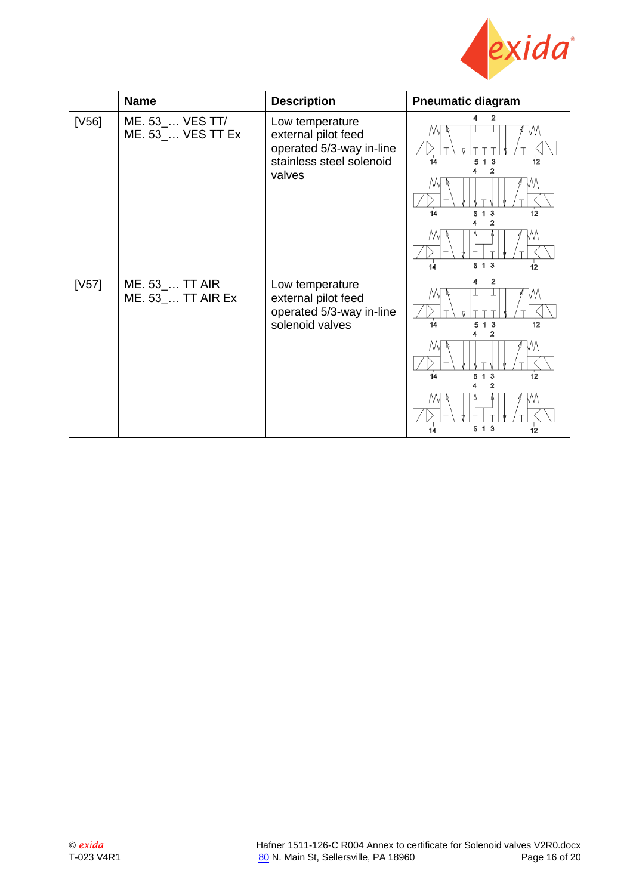|  | Name | Description | Pneumatic diagram |
|---|---|---|---|
| [V56] | ME. 53_… VES TT/<br>ME. 53_… VES TT Ex | Low temperature external pilot feed operated 5/3-way in-line stainless steel solenoid valves |  |
| [V57] | ME. 53_… TT AIR<br>ME. 53_… TT AIR Ex | Low temperature external pilot feed operated 5/3-way in-line solenoid valves |  |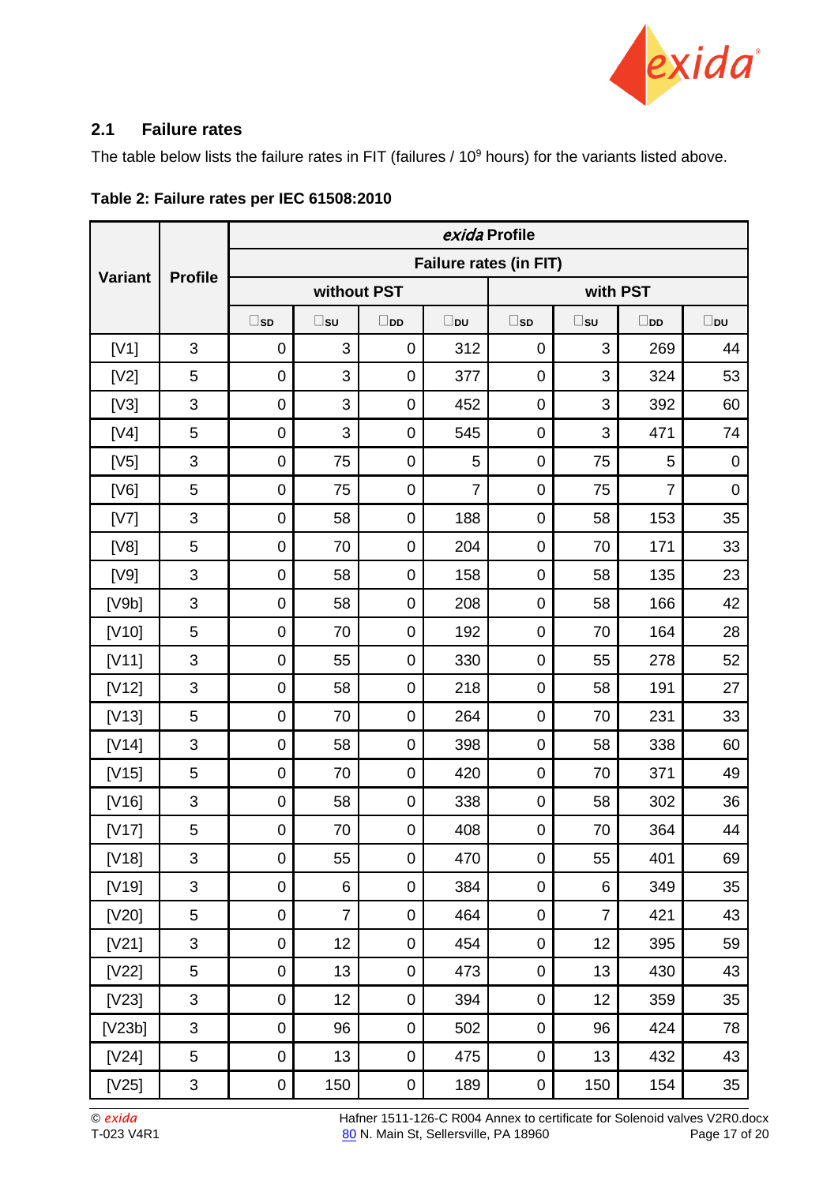## 2.1 Failure rates

The table below lists the failure rates in FIT (failures / $10^9$ hours) for the variants listed above.

**Table 2: Failure rates per IEC 61508:2010**

| Variant | Profile | *exida* Profile | | | | | | | |
|---|---|---|---|---|---|---|---|---|---|
| | | Failure rates (in FIT) | | | | | | | |
| | | without PST | | | | with PST | | | |
| | | $\lambda_{SD}$ | $\lambda_{SU}$ | $\lambda_{DD}$ | $\lambda_{DU}$ | $\lambda_{SD}$ | $\lambda_{SU}$ | $\lambda_{DD}$ | $\lambda_{DU}$ |
| [V1] | 3 | 0 | 3 | 0 | 312 | 0 | 3 | 269 | 44 |
| [V2] | 5 | 0 | 3 | 0 | 377 | 0 | 3 | 324 | 53 |
| [V3] | 3 | 0 | 3 | 0 | 452 | 0 | 3 | 392 | 60 |
| [V4] | 5 | 0 | 3 | 0 | 545 | 0 | 3 | 471 | 74 |
| [V5] | 3 | 0 | 75 | 0 | 5 | 0 | 75 | 5 | 0 |
| [V6] | 5 | 0 | 75 | 0 | 7 | 0 | 75 | 7 | 0 |
| [V7] | 3 | 0 | 58 | 0 | 188 | 0 | 58 | 153 | 35 |
| [V8] | 5 | 0 | 70 | 0 | 204 | 0 | 70 | 171 | 33 |
| [V9] | 3 | 0 | 58 | 0 | 158 | 0 | 58 | 135 | 23 |
| [V9b] | 3 | 0 | 58 | 0 | 208 | 0 | 58 | 166 | 42 |
| [V10] | 5 | 0 | 70 | 0 | 192 | 0 | 70 | 164 | 28 |
| [V11] | 3 | 0 | 55 | 0 | 330 | 0 | 55 | 278 | 52 |
| [V12] | 3 | 0 | 58 | 0 | 218 | 0 | 58 | 191 | 27 |
| [V13] | 5 | 0 | 70 | 0 | 264 | 0 | 70 | 231 | 33 |
| [V14] | 3 | 0 | 58 | 0 | 398 | 0 | 58 | 338 | 60 |
| [V15] | 5 | 0 | 70 | 0 | 420 | 0 | 70 | 371 | 49 |
| [V16] | 3 | 0 | 58 | 0 | 338 | 0 | 58 | 302 | 36 |
| [V17] | 5 | 0 | 70 | 0 | 408 | 0 | 70 | 364 | 44 |
| [V18] | 3 | 0 | 55 | 0 | 470 | 0 | 55 | 401 | 69 |
| [V19] | 3 | 0 | 6 | 0 | 384 | 0 | 6 | 349 | 35 |
| [V20] | 5 | 0 | 7 | 0 | 464 | 0 | 7 | 421 | 43 |
| [V21] | 3 | 0 | 12 | 0 | 454 | 0 | 12 | 395 | 59 |
| [V22] | 5 | 0 | 13 | 0 | 473 | 0 | 13 | 430 | 43 |
| [V23] | 3 | 0 | 12 | 0 | 394 | 0 | 12 | 359 | 35 |
| [V23b] | 3 | 0 | 96 | 0 | 502 | 0 | 96 | 424 | 78 |
| [V24] | 5 | 0 | 13 | 0 | 475 | 0 | 13 | 432 | 43 |
| [V25] | 3 | 0 | 150 | 0 | 189 | 0 | 150 | 154 | 35 |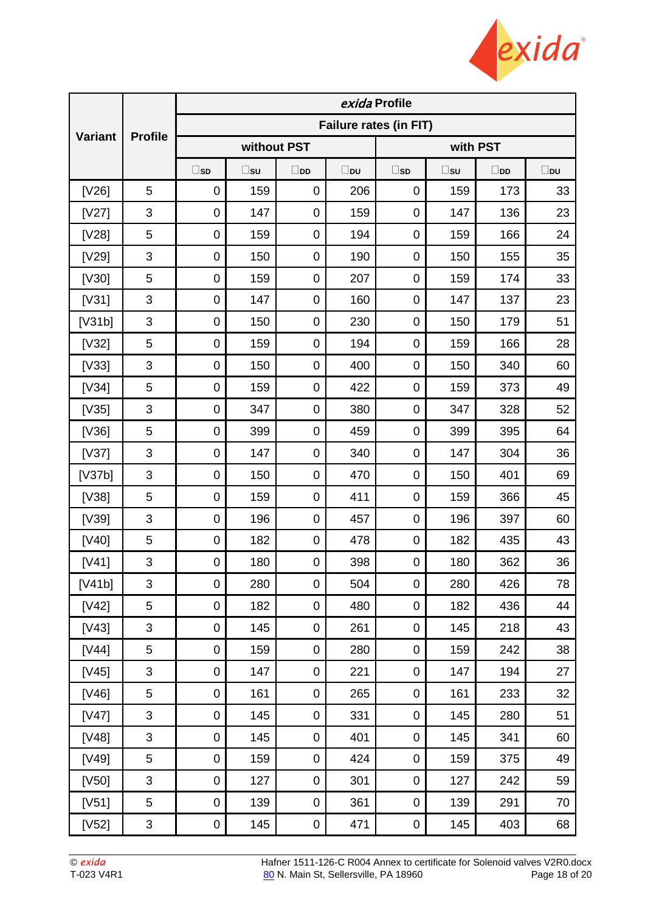| Variant | Profile | *exida* Profile | | | | | | | |
|---|---|---|---|---|---|---|---|---|---|
| | | Failure rates (in FIT) | | | | | | | |
| | | without PST | | | | with PST | | | |
| | | $\lambda_{SD}$ | $\lambda_{SU}$ | $\lambda_{DD}$ | $\lambda_{DU}$ | $\lambda_{SD}$ | $\lambda_{SU}$ | $\lambda_{DD}$ | $\lambda_{DU}$ |
| [V26] | 5 | 0 | 159 | 0 | 206 | 0 | 159 | 173 | 33 |
| [V27] | 3 | 0 | 147 | 0 | 159 | 0 | 147 | 136 | 23 |
| [V28] | 5 | 0 | 159 | 0 | 194 | 0 | 159 | 166 | 24 |
| [V29] | 3 | 0 | 150 | 0 | 190 | 0 | 150 | 155 | 35 |
| [V30] | 5 | 0 | 159 | 0 | 207 | 0 | 159 | 174 | 33 |
| [V31] | 3 | 0 | 147 | 0 | 160 | 0 | 147 | 137 | 23 |
| [V31b] | 3 | 0 | 150 | 0 | 230 | 0 | 150 | 179 | 51 |
| [V32] | 5 | 0 | 159 | 0 | 194 | 0 | 159 | 166 | 28 |
| [V33] | 3 | 0 | 150 | 0 | 400 | 0 | 150 | 340 | 60 |
| [V34] | 5 | 0 | 159 | 0 | 422 | 0 | 159 | 373 | 49 |
| [V35] | 3 | 0 | 347 | 0 | 380 | 0 | 347 | 328 | 52 |
| [V36] | 5 | 0 | 399 | 0 | 459 | 0 | 399 | 395 | 64 |
| [V37] | 3 | 0 | 147 | 0 | 340 | 0 | 147 | 304 | 36 |
| [V37b] | 3 | 0 | 150 | 0 | 470 | 0 | 150 | 401 | 69 |
| [V38] | 5 | 0 | 159 | 0 | 411 | 0 | 159 | 366 | 45 |
| [V39] | 3 | 0 | 196 | 0 | 457 | 0 | 196 | 397 | 60 |
| [V40] | 5 | 0 | 182 | 0 | 478 | 0 | 182 | 435 | 43 |
| [V41] | 3 | 0 | 180 | 0 | 398 | 0 | 180 | 362 | 36 |
| [V41b] | 3 | 0 | 280 | 0 | 504 | 0 | 280 | 426 | 78 |
| [V42] | 5 | 0 | 182 | 0 | 480 | 0 | 182 | 436 | 44 |
| [V43] | 3 | 0 | 145 | 0 | 261 | 0 | 145 | 218 | 43 |
| [V44] | 5 | 0 | 159 | 0 | 280 | 0 | 159 | 242 | 38 |
| [V45] | 3 | 0 | 147 | 0 | 221 | 0 | 147 | 194 | 27 |
| [V46] | 5 | 0 | 161 | 0 | 265 | 0 | 161 | 233 | 32 |
| [V47] | 3 | 0 | 145 | 0 | 331 | 0 | 145 | 280 | 51 |
| [V48] | 3 | 0 | 145 | 0 | 401 | 0 | 145 | 341 | 60 |
| [V49] | 5 | 0 | 159 | 0 | 424 | 0 | 159 | 375 | 49 |
| [V50] | 3 | 0 | 127 | 0 | 301 | 0 | 127 | 242 | 59 |
| [V51] | 5 | 0 | 139 | 0 | 361 | 0 | 139 | 291 | 70 |
| [V52] | 3 | 0 | 145 | 0 | 471 | 0 | 145 | 403 | 68 |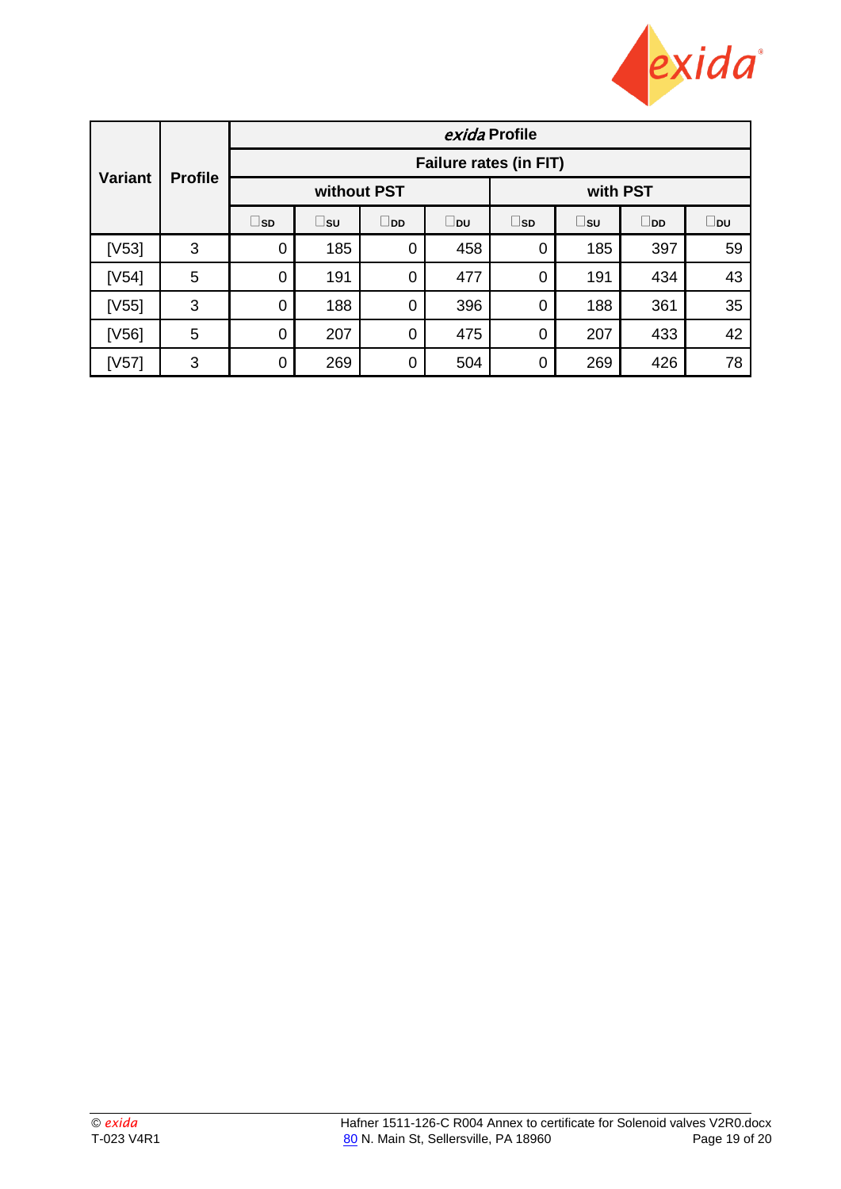| Variant | Profile | *exida* Profile | | | | | | | |
|---|---|---|---|---|---|---|---|---|---|
| | | Failure rates (in FIT) | | | | | | | |
| | | without PST | | | | with PST | | | |
| | | $\lambda_{SD}$ | $\lambda_{SU}$ | $\lambda_{DD}$ | $\lambda_{DU}$ | $\lambda_{SD}$ | $\lambda_{SU}$ | $\lambda_{DD}$ | $\lambda_{DU}$ |
| [V53] | 3 | 0 | 185 | 0 | 458 | 0 | 185 | 397 | 59 |
| [V54] | 5 | 0 | 191 | 0 | 477 | 0 | 191 | 434 | 43 |
| [V55] | 3 | 0 | 188 | 0 | 396 | 0 | 188 | 361 | 35 |
| [V56] | 5 | 0 | 207 | 0 | 475 | 0 | 207 | 433 | 42 |
| [V57] | 3 | 0 | 269 | 0 | 504 | 0 | 269 | 426 | 78 |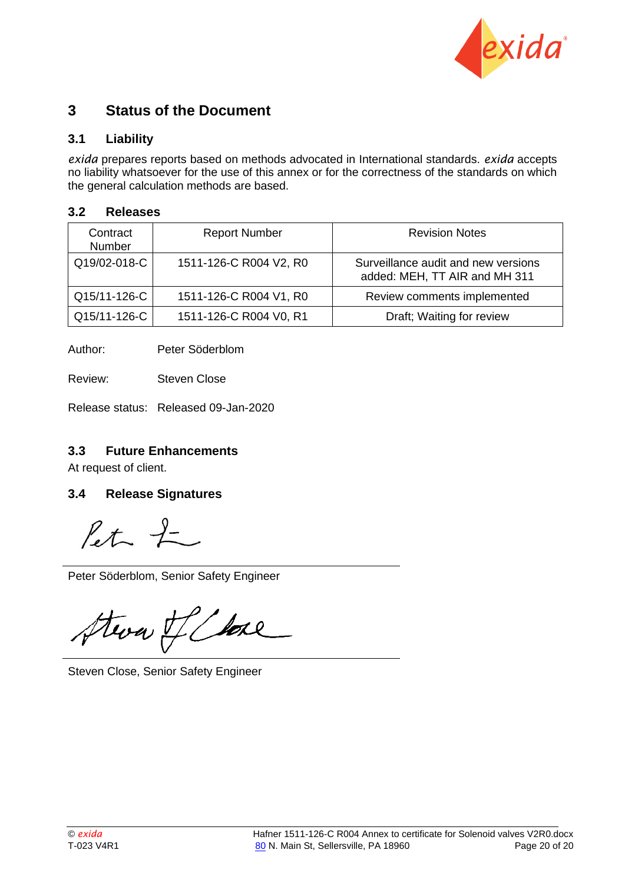## 3 Status of the Document

### 3.1 Liability

*exida* prepares reports based on methods advocated in International standards. *exida* accepts no liability whatsoever for the use of this annex or for the correctness of the standards on which the general calculation methods are based.

### 3.2 Releases

| Contract Number | Report Number | Revision Notes |
|---|---|---|
| Q19/02-018-C | 1511-126-C R004 V2, R0 | Surveillance audit and new versions added: MEH, TT AIR and MH 311 |
| Q15/11-126-C | 1511-126-C R004 V1, R0 | Review comments implemented |
| Q15/11-126-C | 1511-126-C R004 V0, R1 | Draft; Waiting for review |

Author: Peter Söderblom

Review: Steven Close

Release status: Released 09-Jan-2020

### 3.3 Future Enhancements

At request of client.

### 3.4 Release Signatures

Peter Söderblom, Senior Safety Engineer

Steven Close, Senior Safety Engineer